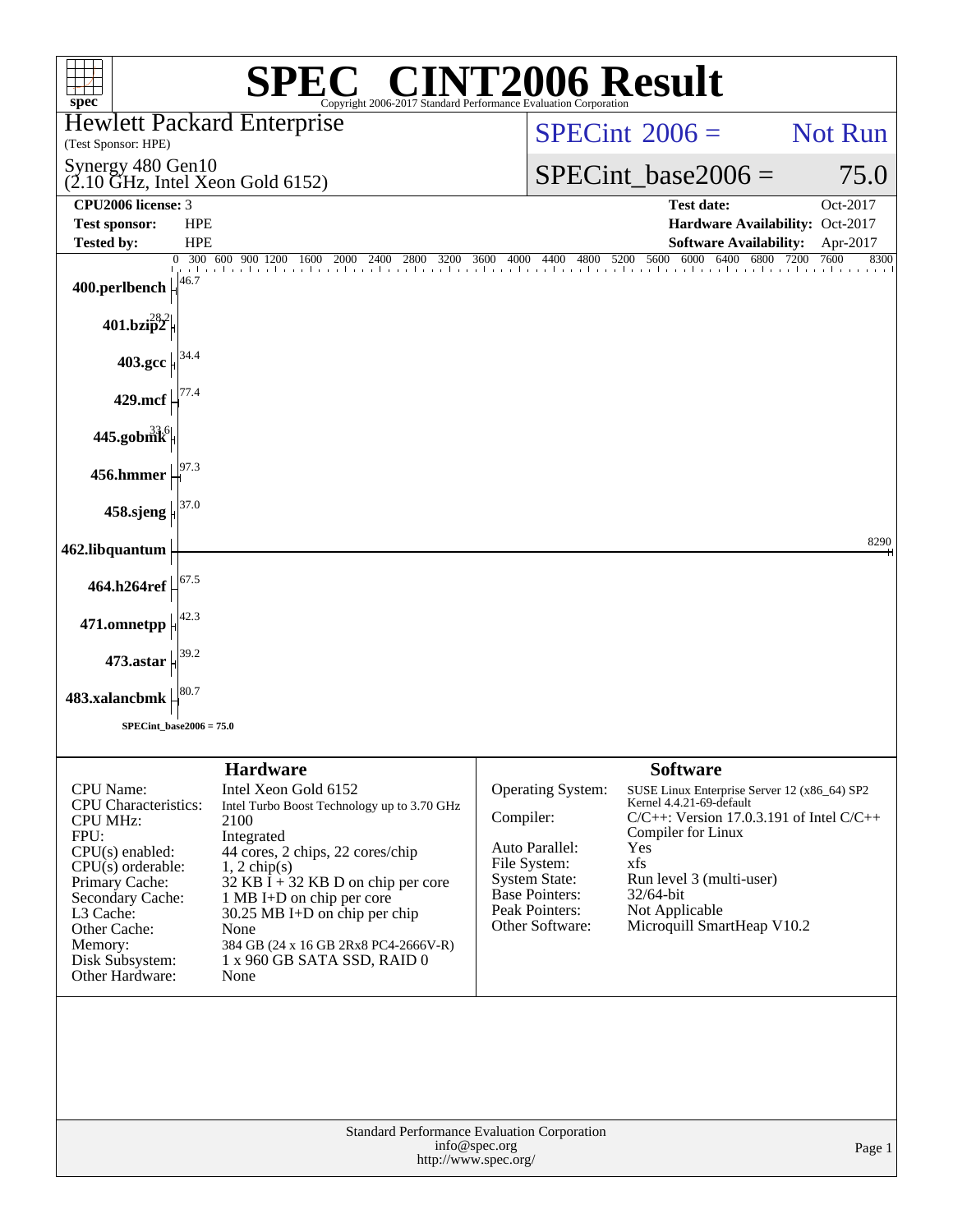# SPEC® CINT2006 Result

Copyright 2006-2017 Standard Performance Evaluation Corporation

**Hewlett Packard Enterprise**
(Test Sponsor: HPE)

**Synergy 480 Gen10**
(2.10 GHz, Intel Xeon Gold 6152)

SPECint 2006 = Not Run

SPECint_base2006 = 75.0

| | | | |
|---|---|---|---|
| **CPU2006 license:** | 3 | **Test date:** | Oct-2017 |
| **Test sponsor:** | HPE | **Hardware Availability:** | Oct-2017 |
| **Tested by:** | HPE | **Software Availability:** | Apr-2017 |

| Benchmark | Base Ratio |
|---|---|
| 400.perlbench | 46.7 |
| 401.bzip2 | 28.2 |
| 403.gcc | 34.4 |
| 429.mcf | 77.4 |
| 445.gobmk | 33.6 |
| 456.hmmer | 97.3 |
| 458.sjeng | 37.0 |
| 462.libquantum | 8290 |
| 464.h264ref | 67.5 |
| 471.omnetpp | 42.3 |
| 473.astar | 39.2 |
| 483.xalancbmk | 80.7 |

SPECint_base2006 = 75.0

## Hardware

| | |
|---|---|
| CPU Name: | Intel Xeon Gold 6152 |
| CPU Characteristics: | Intel Turbo Boost Technology up to 3.70 GHz |
| CPU MHz: | 2100 |
| FPU: | Integrated |
| CPU(s) enabled: | 44 cores, 2 chips, 22 cores/chip |
| CPU(s) orderable: | 1, 2 chip(s) |
| Primary Cache: | 32 KB I + 32 KB D on chip per core |
| Secondary Cache: | 1 MB I+D on chip per core |
| L3 Cache: | 30.25 MB I+D on chip per chip |
| Other Cache: | None |
| Memory: | 384 GB (24 x 16 GB 2Rx8 PC4-2666V-R) |
| Disk Subsystem: | 1 x 960 GB SATA SSD, RAID 0 |
| Other Hardware: | None |

## Software

| | |
|---|---|
| Operating System: | SUSE Linux Enterprise Server 12 (x86_64) SP2 Kernel 4.4.21-69-default |
| Compiler: | C/C++: Version 17.0.3.191 of Intel C/C++ Compiler for Linux |
| Auto Parallel: | Yes |
| File System: | xfs |
| System State: | Run level 3 (multi-user) |
| Base Pointers: | 32/64-bit |
| Peak Pointers: | Not Applicable |
| Other Software: | Microquill SmartHeap V10.2 |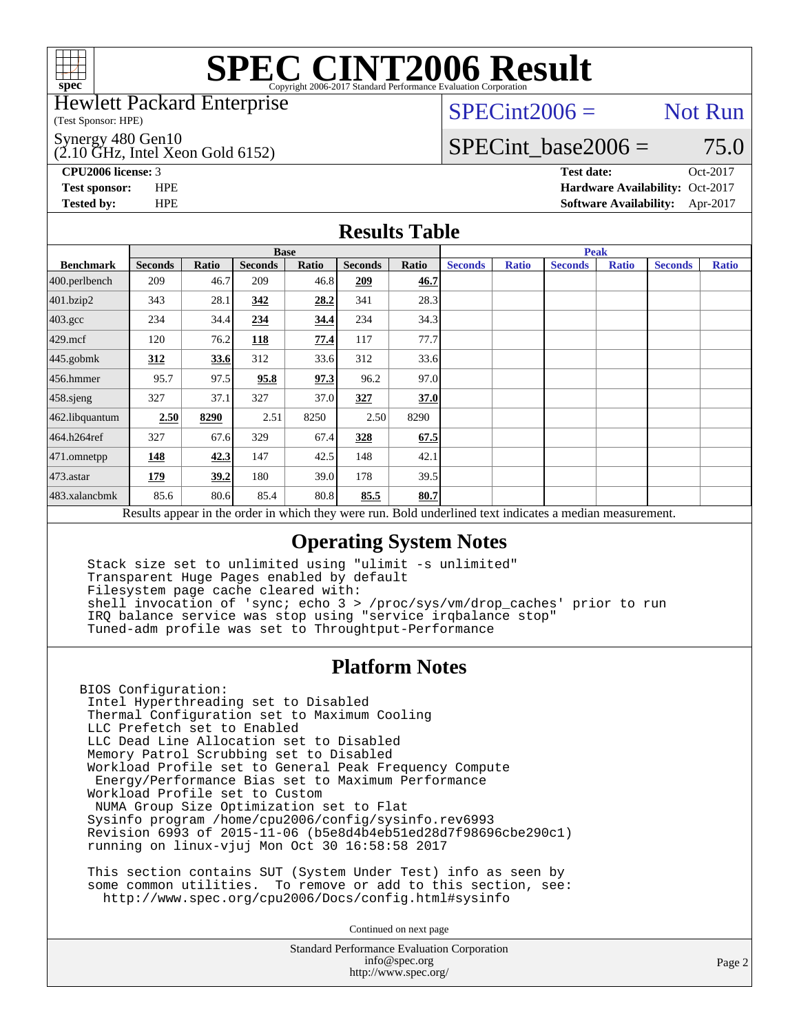# SPEC CINT2006 Result

Copyright 2006-2017 Standard Performance Evaluation Corporation

Hewlett Packard Enterprise
(Test Sponsor: HPE)

Synergy 480 Gen10
(2.10 GHz, Intel Xeon Gold 6152)

SPECint2006 = Not Run

SPECint_base2006 = 75.0

**CPU2006 license:** 3
**Test sponsor:** HPE
**Tested by:** HPE

**Test date:** Oct-2017
**Hardware Availability:** Oct-2017
**Software Availability:** Apr-2017

## Results Table

| Benchmark | Base | | | | | | Peak | | | | | |
|---|---|---|---|---|---|---|---|---|---|---|---|---|
| | Seconds | Ratio | Seconds | Ratio | Seconds | Ratio | Seconds | Ratio | Seconds | Ratio | Seconds | Ratio |
| 400.perlbench | 209 | 46.7 | 209 | 46.8 | **209** | **46.7** | | | | | | |
| 401.bzip2 | 343 | 28.1 | **342** | **28.2** | 341 | 28.3 | | | | | | |
| 403.gcc | 234 | 34.4 | **234** | **34.4** | 234 | 34.3 | | | | | | |
| 429.mcf | 120 | 76.2 | **118** | **77.4** | 117 | 77.7 | | | | | | |
| 445.gobmk | **312** | **33.6** | 312 | 33.6 | 312 | 33.6 | | | | | | |
| 456.hmmer | 95.7 | 97.5 | **95.8** | **97.3** | 96.2 | 97.0 | | | | | | |
| 458.sjeng | 327 | 37.1 | 327 | 37.0 | **327** | **37.0** | | | | | | |
| 462.libquantum | **2.50** | **8290** | 2.51 | 8250 | 2.50 | 8290 | | | | | | |
| 464.h264ref | 327 | 67.6 | 329 | 67.4 | **328** | **67.5** | | | | | | |
| 471.omnetpp | **148** | **42.3** | 147 | 42.5 | 148 | 42.1 | | | | | | |
| 473.astar | **179** | **39.2** | 180 | 39.0 | 178 | 39.5 | | | | | | |
| 483.xalancbmk | 85.6 | 80.6 | 85.4 | 80.8 | **85.5** | **80.7** | | | | | | |

Results appear in the order in which they were run. Bold underlined text indicates a median measurement.

## Operating System Notes

```
Stack size set to unlimited using "ulimit -s unlimited"
Transparent Huge Pages enabled by default
Filesystem page cache cleared with:
shell invocation of 'sync; echo 3 > /proc/sys/vm/drop_caches' prior to run
IRQ balance service was stop using "service irqbalance stop"
Tuned-adm profile was set to Throughtput-Performance
```

## Platform Notes

```
BIOS Configuration:
 Intel Hyperthreading set to Disabled
 Thermal Configuration set to Maximum Cooling
 LLC Prefetch set to Enabled
 LLC Dead Line Allocation set to Disabled
 Memory Patrol Scrubbing set to Disabled
 Workload Profile set to General Peak Frequency Compute
  Energy/Performance Bias set to Maximum Performance
 Workload Profile set to Custom
  NUMA Group Size Optimization set to Flat
 Sysinfo program /home/cpu2006/config/sysinfo.rev6993
 Revision 6993 of 2015-11-06 (b5e8d4b4eb51ed28d7f98696cbe290c1)
 running on linux-vjuj Mon Oct 30 16:58:58 2017

 This section contains SUT (System Under Test) info as seen by
 some common utilities.  To remove or add to this section, see:
   http://www.spec.org/cpu2006/Docs/config.html#sysinfo
```

Continued on next page

Standard Performance Evaluation Corporation
info@spec.org
http://www.spec.org/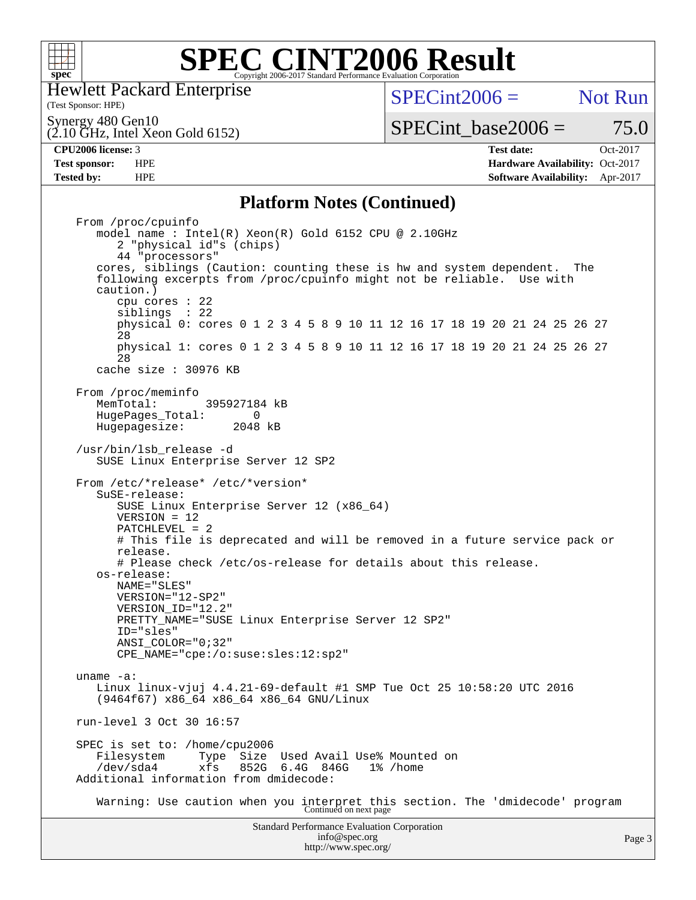# SPEC CINT2006 Result

Hewlett Packard Enterprise
(Test Sponsor: HPE)

Synergy 480 Gen10
(2.10 GHz, Intel Xeon Gold 6152)

SPECint2006 = Not Run

SPECint_base2006 = 75.0

| | | | |
|---|---|---|---|
| **CPU2006 license:** 3 | | **Test date:** | Oct-2017 |
| **Test sponsor:** | HPE | **Hardware Availability:** | Oct-2017 |
| **Tested by:** | HPE | **Software Availability:** | Apr-2017 |

## Platform Notes (Continued)

```
From /proc/cpuinfo
   model name : Intel(R) Xeon(R) Gold 6152 CPU @ 2.10GHz
      2 "physical id"s (chips)
      44 "processors"
   cores, siblings (Caution: counting these is hw and system dependent.  The
   following excerpts from /proc/cpuinfo might not be reliable.  Use with
   caution.)
      cpu cores : 22
      siblings  : 22
      physical 0: cores 0 1 2 3 4 5 8 9 10 11 12 16 17 18 19 20 21 24 25 26 27
      28
      physical 1: cores 0 1 2 3 4 5 8 9 10 11 12 16 17 18 19 20 21 24 25 26 27
      28
   cache size : 30976 KB

From /proc/meminfo
   MemTotal:       395927184 kB
   HugePages_Total:       0
   Hugepagesize:       2048 kB

/usr/bin/lsb_release -d
   SUSE Linux Enterprise Server 12 SP2

From /etc/*release* /etc/*version*
   SuSE-release:
      SUSE Linux Enterprise Server 12 (x86_64)
      VERSION = 12
      PATCHLEVEL = 2
      # This file is deprecated and will be removed in a future service pack or
      release.
      # Please check /etc/os-release for details about this release.
   os-release:
      NAME="SLES"
      VERSION="12-SP2"
      VERSION_ID="12.2"
      PRETTY_NAME="SUSE Linux Enterprise Server 12 SP2"
      ID="sles"
      ANSI_COLOR="0;32"
      CPE_NAME="cpe:/o:suse:sles:12:sp2"

uname -a:
   Linux linux-vjuj 4.4.21-69-default #1 SMP Tue Oct 25 10:58:20 UTC 2016
   (9464f67) x86_64 x86_64 x86_64 GNU/Linux

run-level 3 Oct 30 16:57

SPEC is set to: /home/cpu2006
   Filesystem     Type  Size  Used Avail Use% Mounted on
   /dev/sda4      xfs   852G  6.4G  846G   1% /home
Additional information from dmidecode:

   Warning: Use caution when you interpret this section. The 'dmidecode' program
```

Continued on next page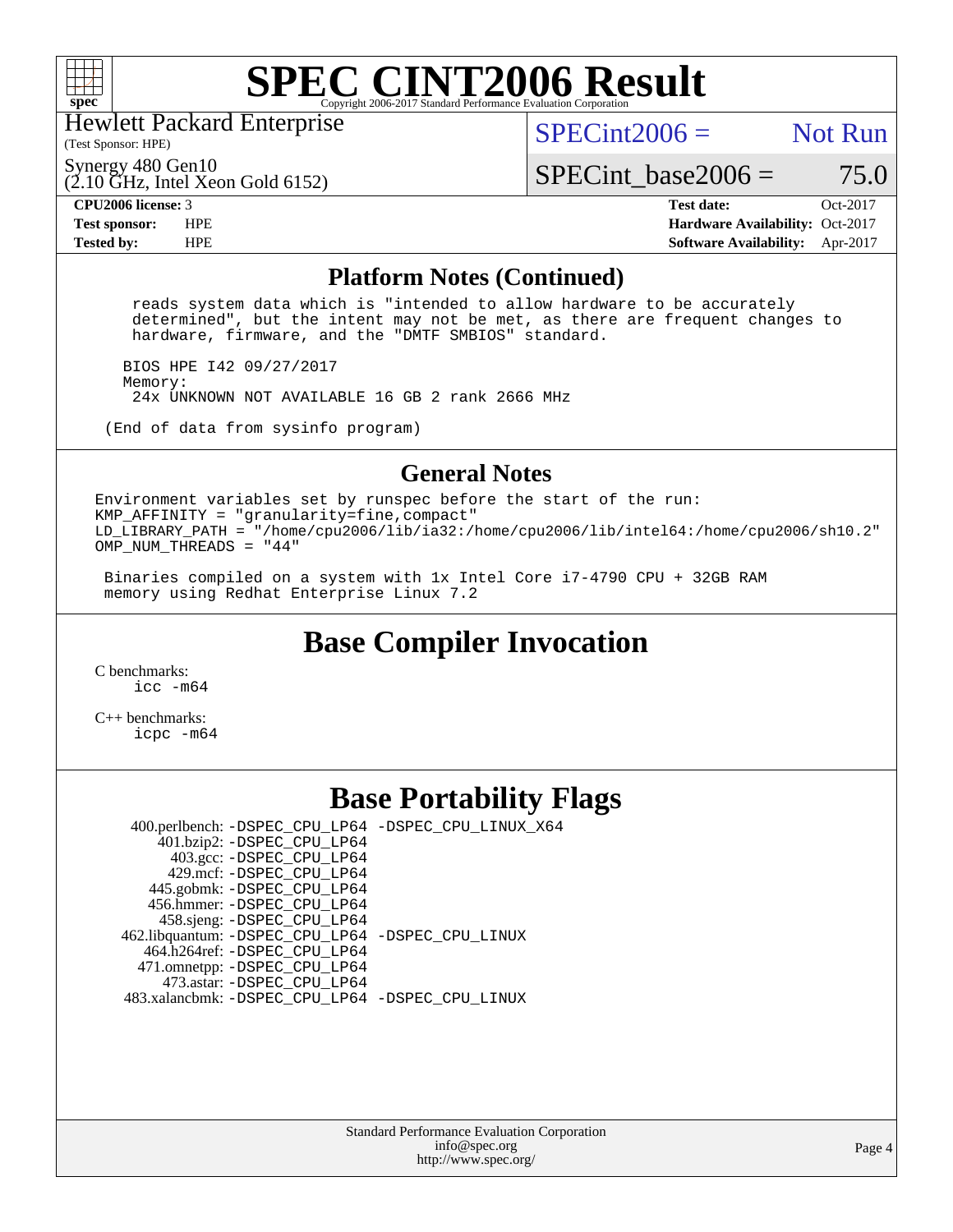# SPEC CINT2006 Result

Hewlett Packard Enterprise
(Test Sponsor: HPE)

Synergy 480 Gen10
(2.10 GHz, Intel Xeon Gold 6152)

SPECint2006 = Not Run

SPECint_base2006 = 75.0

**CPU2006 license:** 3 | **Test date:** Oct-2017
**Test sponsor:** HPE | **Hardware Availability:** Oct-2017
**Tested by:** HPE | **Software Availability:** Apr-2017

## Platform Notes (Continued)

```
 reads system data which is "intended to allow hardware to be accurately
 determined", but the intent may not be met, as there are frequent changes to
 hardware, firmware, and the "DMTF SMBIOS" standard.

BIOS HPE I42 09/27/2017
Memory:
 24x UNKNOWN NOT AVAILABLE 16 GB 2 rank 2666 MHz

(End of data from sysinfo program)
```

## General Notes

```
Environment variables set by runspec before the start of the run:
KMP_AFFINITY = "granularity=fine,compact"
LD_LIBRARY_PATH = "/home/cpu2006/lib/ia32:/home/cpu2006/lib/intel64:/home/cpu2006/sh10.2"
OMP_NUM_THREADS = "44"

 Binaries compiled on a system with 1x Intel Core i7-4790 CPU + 32GB RAM
 memory using Redhat Enterprise Linux 7.2
```

## Base Compiler Invocation

C benchmarks:
    icc -m64

C++ benchmarks:
    icpc -m64

## Base Portability Flags

| Benchmark | Flags |
|---|---|
| 400.perlbench: | -DSPEC_CPU_LP64 -DSPEC_CPU_LINUX_X64 |
| 401.bzip2: | -DSPEC_CPU_LP64 |
| 403.gcc: | -DSPEC_CPU_LP64 |
| 429.mcf: | -DSPEC_CPU_LP64 |
| 445.gobmk: | -DSPEC_CPU_LP64 |
| 456.hmmer: | -DSPEC_CPU_LP64 |
| 458.sjeng: | -DSPEC_CPU_LP64 |
| 462.libquantum: | -DSPEC_CPU_LP64 -DSPEC_CPU_LINUX |
| 464.h264ref: | -DSPEC_CPU_LP64 |
| 471.omnetpp: | -DSPEC_CPU_LP64 |
| 473.astar: | -DSPEC_CPU_LP64 |
| 483.xalancbmk: | -DSPEC_CPU_LP64 -DSPEC_CPU_LINUX |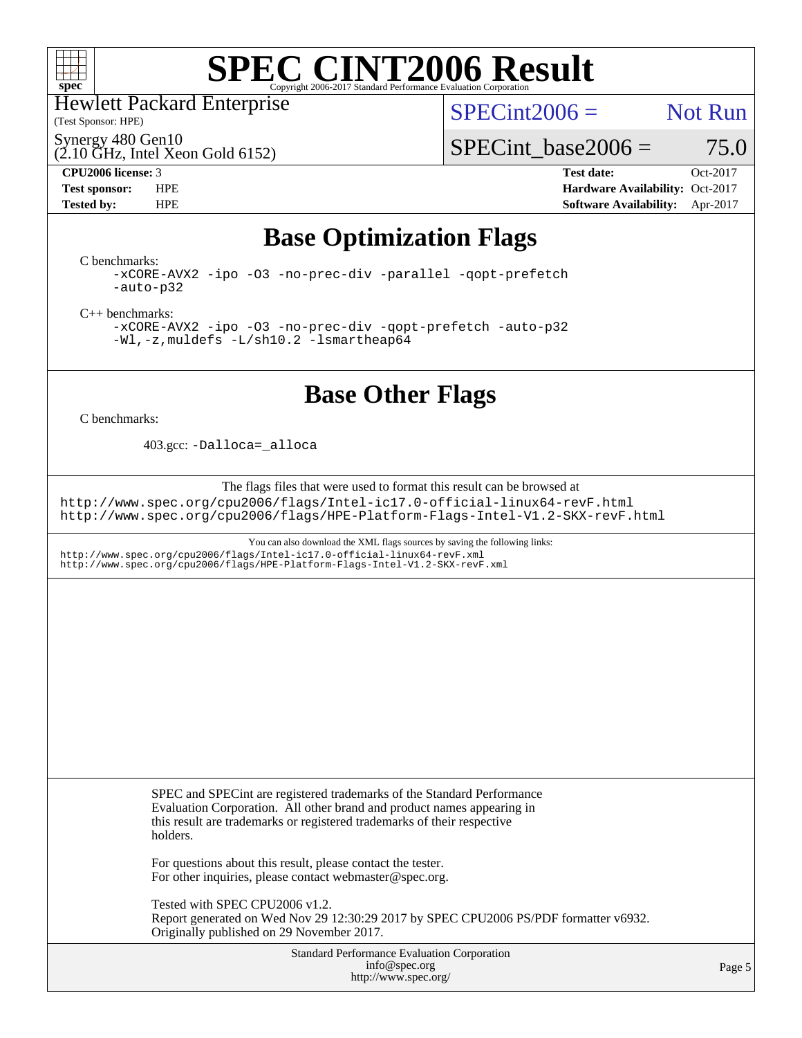# SPEC CINT2006 Result

Copyright 2006-2017 Standard Performance Evaluation Corporation

Hewlett Packard Enterprise
(Test Sponsor: HPE)

Synergy 480 Gen10
(2.10 GHz, Intel Xeon Gold 6152)

SPECint2006 = Not Run

SPECint_base2006 = 75.0

**CPU2006 license:** 3
**Test sponsor:** HPE
**Tested by:** HPE

**Test date:** Oct-2017
**Hardware Availability:** Oct-2017
**Software Availability:** Apr-2017

## Base Optimization Flags

C benchmarks:

-xCORE-AVX2 -ipo -O3 -no-prec-div -parallel -qopt-prefetch -auto-p32

C++ benchmarks:

-xCORE-AVX2 -ipo -O3 -no-prec-div -qopt-prefetch -auto-p32 -Wl,-z,muldefs -L/sh10.2 -lsmartheap64

## Base Other Flags

C benchmarks:

403.gcc: -Dalloca=_alloca

The flags files that were used to format this result can be browsed at
http://www.spec.org/cpu2006/flags/Intel-ic17.0-official-linux64-revF.html
http://www.spec.org/cpu2006/flags/HPE-Platform-Flags-Intel-V1.2-SKX-revF.html

You can also download the XML flags sources by saving the following links:
http://www.spec.org/cpu2006/flags/Intel-ic17.0-official-linux64-revF.xml
http://www.spec.org/cpu2006/flags/HPE-Platform-Flags-Intel-V1.2-SKX-revF.xml

SPEC and SPECint are registered trademarks of the Standard Performance Evaluation Corporation. All other brand and product names appearing in this result are trademarks or registered trademarks of their respective holders.

For questions about this result, please contact the tester.
For other inquiries, please contact webmaster@spec.org.

Tested with SPEC CPU2006 v1.2.
Report generated on Wed Nov 29 12:30:29 2017 by SPEC CPU2006 PS/PDF formatter v6932.
Originally published on 29 November 2017.

Standard Performance Evaluation Corporation
info@spec.org
http://www.spec.org/